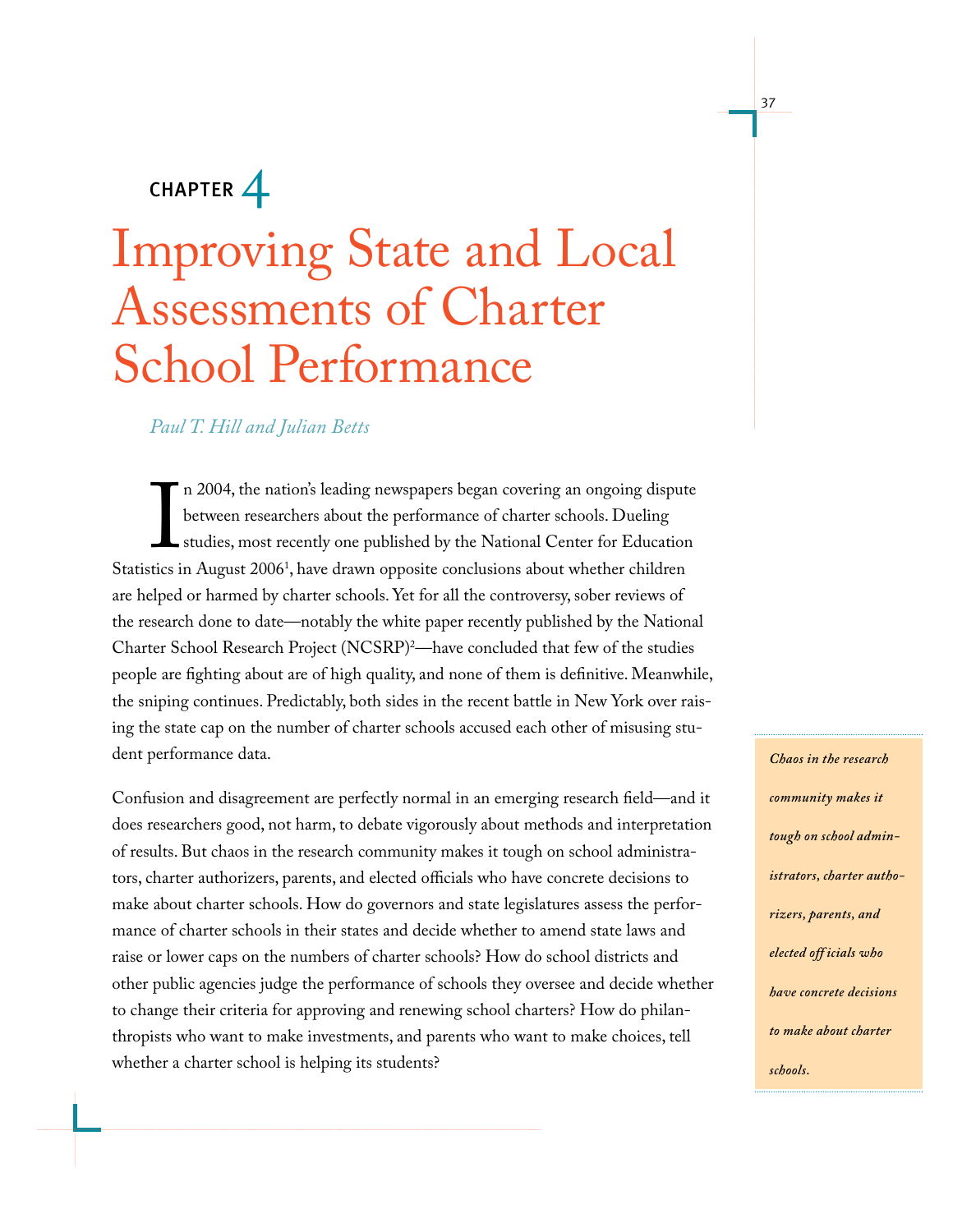# CHAPTER 4

# Improving State and Local Assessments of Charter School Performance

*Paul T. Hill and Julian Betts*

In 2004, the nation's leading newspapers began covering an ongoing dispute between researchers about the performance of charter schools. Dueling studies, most recently one published by the National Center for Education Statistics in August 2006[1], have drawn opposite conclusions about whether children are helped or harmed by charter schools. Yet for all the controversy, sober reviews of the research done to date—notably the white paper recently published by the National Charter School Research Project (NCSRP)[2]—have concluded that few of the studies people are fighting about are of high quality, and none of them is definitive. Meanwhile, the sniping continues. Predictably, both sides in the recent battle in New York over raising the state cap on the number of charter schools accused each other of misusing student performance data.

Confusion and disagreement are perfectly normal in an emerging research field—and it does researchers good, not harm, to debate vigorously about methods and interpretation of results. But chaos in the research community makes it tough on school administrators, charter authorizers, parents, and elected officials who have concrete decisions to make about charter schools. How do governors and state legislatures assess the performance of charter schools in their states and decide whether to amend state laws and raise or lower caps on the numbers of charter schools? How do school districts and other public agencies judge the performance of schools they oversee and decide whether to change their criteria for approving and renewing school charters? How do philanthropists who want to make investments, and parents who want to make choices, tell whether a charter school is helping its students?

*Chaos in the research community makes it tough on school administrators, charter authorizers, parents, and elected officials who have concrete decisions to make about charter schools.*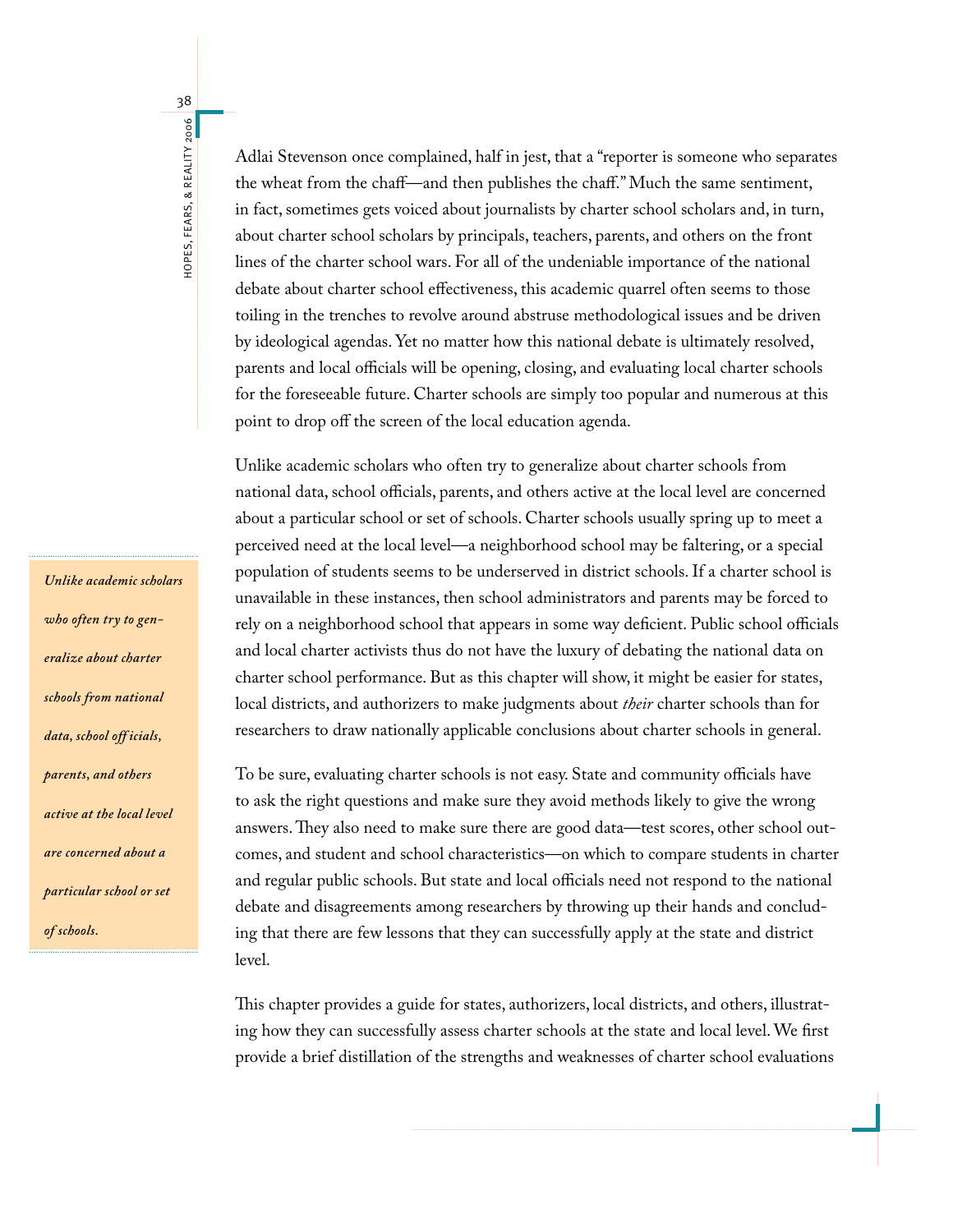Adlai Stevenson once complained, half in jest, that a "reporter is someone who separates the wheat from the chaff—and then publishes the chaff." Much the same sentiment, in fact, sometimes gets voiced about journalists by charter school scholars and, in turn, about charter school scholars by principals, teachers, parents, and others on the front lines of the charter school wars. For all of the undeniable importance of the national debate about charter school effectiveness, this academic quarrel often seems to those toiling in the trenches to revolve around abstruse methodological issues and be driven by ideological agendas. Yet no matter how this national debate is ultimately resolved, parents and local officials will be opening, closing, and evaluating local charter schools for the foreseeable future. Charter schools are simply too popular and numerous at this point to drop off the screen of the local education agenda.

Unlike academic scholars who often try to generalize about charter schools from national data, school officials, parents, and others active at the local level are concerned about a particular school or set of schools. Charter schools usually spring up to meet a perceived need at the local level—a neighborhood school may be faltering, or a special population of students seems to be underserved in district schools. If a charter school is unavailable in these instances, then school administrators and parents may be forced to rely on a neighborhood school that appears in some way deficient. Public school officials and local charter activists thus do not have the luxury of debating the national data on charter school performance. But as this chapter will show, it might be easier for states, local districts, and authorizers to make judgments about *their* charter schools than for researchers to draw nationally applicable conclusions about charter schools in general.

> *Unlike academic scholars who often try to generalize about charter schools from national data, school officials, parents, and others active at the local level are concerned about a particular school or set of schools.*

To be sure, evaluating charter schools is not easy. State and community officials have to ask the right questions and make sure they avoid methods likely to give the wrong answers. They also need to make sure there are good data—test scores, other school outcomes, and student and school characteristics—on which to compare students in charter and regular public schools. But state and local officials need not respond to the national debate and disagreements among researchers by throwing up their hands and concluding that there are few lessons that they can successfully apply at the state and district level.

This chapter provides a guide for states, authorizers, local districts, and others, illustrating how they can successfully assess charter schools at the state and local level. We first provide a brief distillation of the strengths and weaknesses of charter school evaluations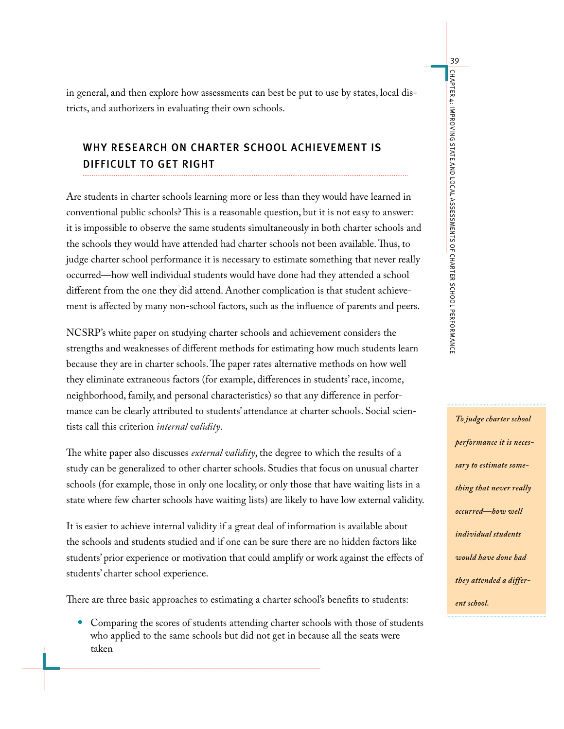in general, and then explore how assessments can best be put to use by states, local districts, and authorizers in evaluating their own schools.

## WHY RESEARCH ON CHARTER SCHOOL ACHIEVEMENT IS DIFFICULT TO GET RIGHT

Are students in charter schools learning more or less than they would have learned in conventional public schools? This is a reasonable question, but it is not easy to answer: it is impossible to observe the same students simultaneously in both charter schools and the schools they would have attended had charter schools not been available. Thus, to judge charter school performance it is necessary to estimate something that never really occurred—how well individual students would have done had they attended a school different from the one they did attend. Another complication is that student achievement is affected by many non-school factors, such as the influence of parents and peers.

*To judge charter school performance it is necessary to estimate something that never really occurred—how well individual students would have done had they attended a different school.*

NCSRP's white paper on studying charter schools and achievement considers the strengths and weaknesses of different methods for estimating how much students learn because they are in charter schools. The paper rates alternative methods on how well they eliminate extraneous factors (for example, differences in students' race, income, neighborhood, family, and personal characteristics) so that any difference in performance can be clearly attributed to students' attendance at charter schools. Social scientists call this criterion *internal validity*.

The white paper also discusses *external validity*, the degree to which the results of a study can be generalized to other charter schools. Studies that focus on unusual charter schools (for example, those in only one locality, or only those that have waiting lists in a state where few charter schools have waiting lists) are likely to have low external validity.

It is easier to achieve internal validity if a great deal of information is available about the schools and students studied and if one can be sure there are no hidden factors like students' prior experience or motivation that could amplify or work against the effects of students' charter school experience.

There are three basic approaches to estimating a charter school's benefits to students:

- Comparing the scores of students attending charter schools with those of students who applied to the same schools but did not get in because all the seats were taken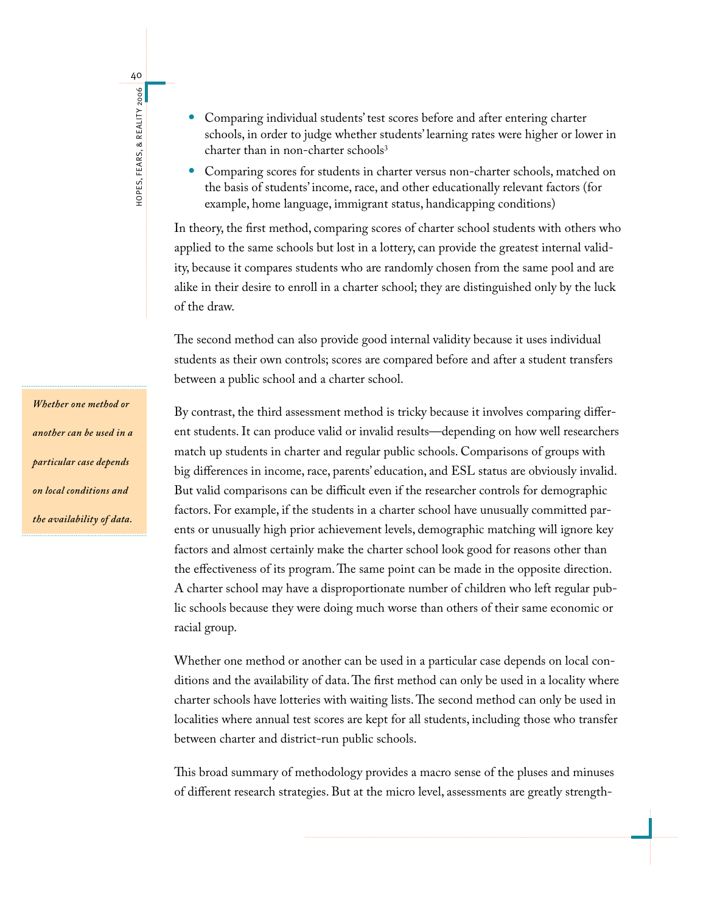- Comparing individual students' test scores before and after entering charter schools, in order to judge whether students' learning rates were higher or lower in charter than in non-charter schools[3]
- Comparing scores for students in charter versus non-charter schools, matched on the basis of students' income, race, and other educationally relevant factors (for example, home language, immigrant status, handicapping conditions)

In theory, the first method, comparing scores of charter school students with others who applied to the same schools but lost in a lottery, can provide the greatest internal validity, because it compares students who are randomly chosen from the same pool and are alike in their desire to enroll in a charter school; they are distinguished only by the luck of the draw.

The second method can also provide good internal validity because it uses individual students as their own controls; scores are compared before and after a student transfers between a public school and a charter school.

*Whether one method or another can be used in a particular case depends on local conditions and the availability of data.*

By contrast, the third assessment method is tricky because it involves comparing different students. It can produce valid or invalid results—depending on how well researchers match up students in charter and regular public schools. Comparisons of groups with big differences in income, race, parents' education, and ESL status are obviously invalid. But valid comparisons can be difficult even if the researcher controls for demographic factors. For example, if the students in a charter school have unusually committed parents or unusually high prior achievement levels, demographic matching will ignore key factors and almost certainly make the charter school look good for reasons other than the effectiveness of its program. The same point can be made in the opposite direction. A charter school may have a disproportionate number of children who left regular public schools because they were doing much worse than others of their same economic or racial group.

Whether one method or another can be used in a particular case depends on local conditions and the availability of data. The first method can only be used in a locality where charter schools have lotteries with waiting lists. The second method can only be used in localities where annual test scores are kept for all students, including those who transfer between charter and district-run public schools.

This broad summary of methodology provides a macro sense of the pluses and minuses of different research strategies. But at the micro level, assessments are greatly strength-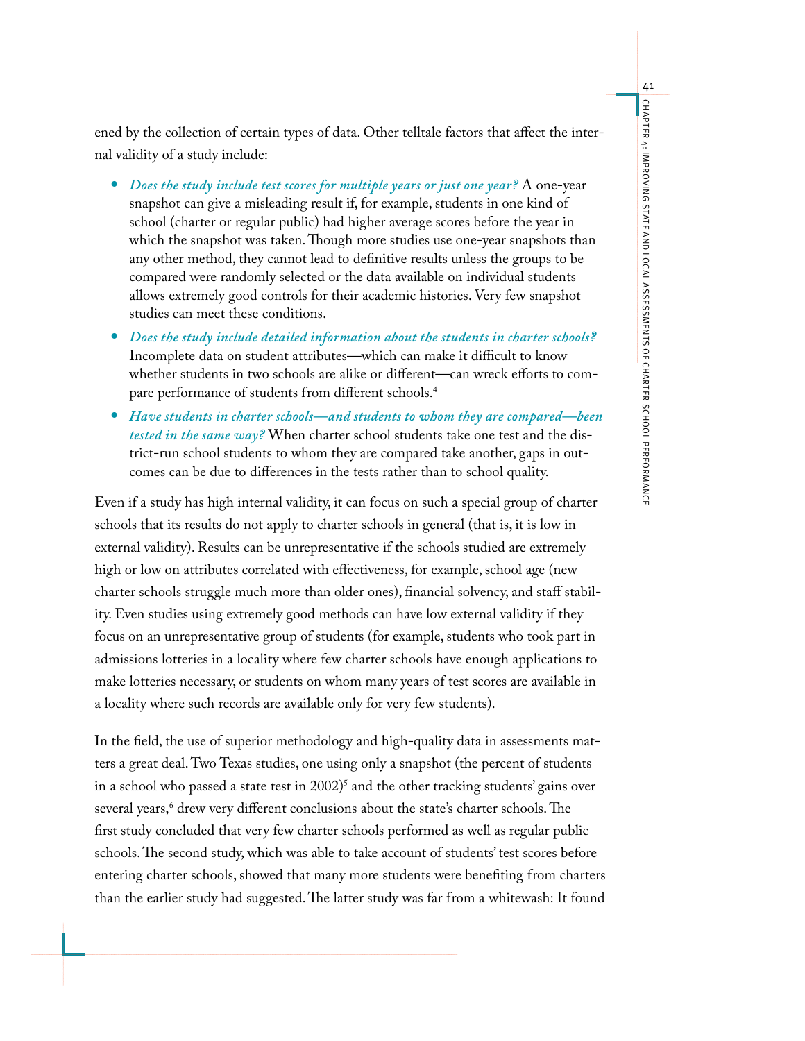ened by the collection of certain types of data. Other telltale factors that affect the internal validity of a study include:

- *Does the study include test scores for multiple years or just one year?* A one-year snapshot can give a misleading result if, for example, students in one kind of school (charter or regular public) had higher average scores before the year in which the snapshot was taken. Though more studies use one-year snapshots than any other method, they cannot lead to definitive results unless the groups to be compared were randomly selected or the data available on individual students allows extremely good controls for their academic histories. Very few snapshot studies can meet these conditions.
- *Does the study include detailed information about the students in charter schools?* Incomplete data on student attributes—which can make it difficult to know whether students in two schools are alike or different—can wreck efforts to compare performance of students from different schools.[4]
- *Have students in charter schools—and students to whom they are compared—been tested in the same way?* When charter school students take one test and the district-run school students to whom they are compared take another, gaps in outcomes can be due to differences in the tests rather than to school quality.

Even if a study has high internal validity, it can focus on such a special group of charter schools that its results do not apply to charter schools in general (that is, it is low in external validity). Results can be unrepresentative if the schools studied are extremely high or low on attributes correlated with effectiveness, for example, school age (new charter schools struggle much more than older ones), financial solvency, and staff stability. Even studies using extremely good methods can have low external validity if they focus on an unrepresentative group of students (for example, students who took part in admissions lotteries in a locality where few charter schools have enough applications to make lotteries necessary, or students on whom many years of test scores are available in a locality where such records are available only for very few students).

In the field, the use of superior methodology and high-quality data in assessments matters a great deal. Two Texas studies, one using only a snapshot (the percent of students in a school who passed a state test in 2002)[5] and the other tracking students' gains over several years,[6] drew very different conclusions about the state's charter schools. The first study concluded that very few charter schools performed as well as regular public schools. The second study, which was able to take account of students' test scores before entering charter schools, showed that many more students were benefiting from charters than the earlier study had suggested. The latter study was far from a whitewash: It found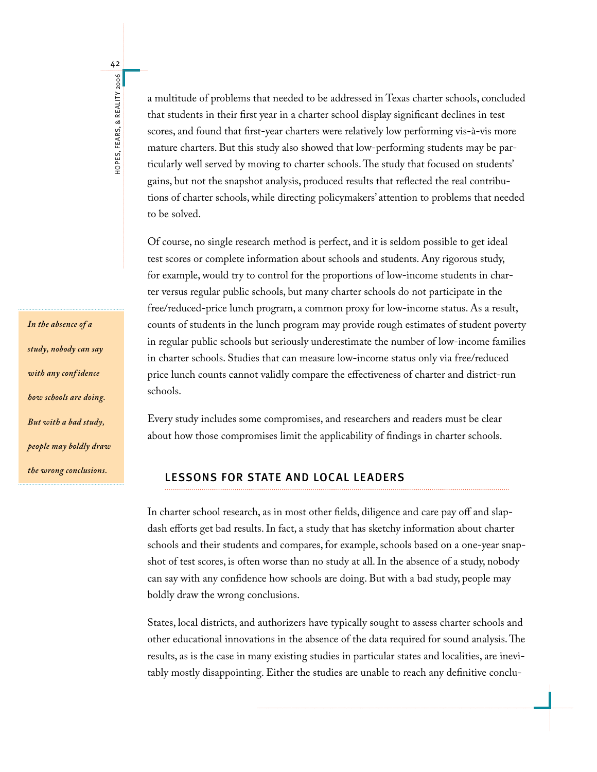a multitude of problems that needed to be addressed in Texas charter schools, concluded that students in their first year in a charter school display significant declines in test scores, and found that first-year charters were relatively low performing vis-à-vis more mature charters. But this study also showed that low-performing students may be particularly well served by moving to charter schools. The study that focused on students' gains, but not the snapshot analysis, produced results that reflected the real contributions of charter schools, while directing policymakers' attention to problems that needed to be solved.

Of course, no single research method is perfect, and it is seldom possible to get ideal test scores or complete information about schools and students. Any rigorous study, for example, would try to control for the proportions of low-income students in charter versus regular public schools, but many charter schools do not participate in the free/reduced-price lunch program, a common proxy for low-income status. As a result, counts of students in the lunch program may provide rough estimates of student poverty in regular public schools but seriously underestimate the number of low-income families in charter schools. Studies that can measure low-income status only via free/reduced price lunch counts cannot validly compare the effectiveness of charter and district-run schools.

Every study includes some compromises, and researchers and readers must be clear about how those compromises limit the applicability of findings in charter schools.

> *In the absence of a study, nobody can say with any confidence how schools are doing. But with a bad study, people may boldly draw the wrong conclusions.*

## LESSONS FOR STATE AND LOCAL LEADERS

In charter school research, as in most other fields, diligence and care pay off and slapdash efforts get bad results. In fact, a study that has sketchy information about charter schools and their students and compares, for example, schools based on a one-year snapshot of test scores, is often worse than no study at all. In the absence of a study, nobody can say with any confidence how schools are doing. But with a bad study, people may boldly draw the wrong conclusions.

States, local districts, and authorizers have typically sought to assess charter schools and other educational innovations in the absence of the data required for sound analysis. The results, as is the case in many existing studies in particular states and localities, are inevitably mostly disappointing. Either the studies are unable to reach any definitive conclu-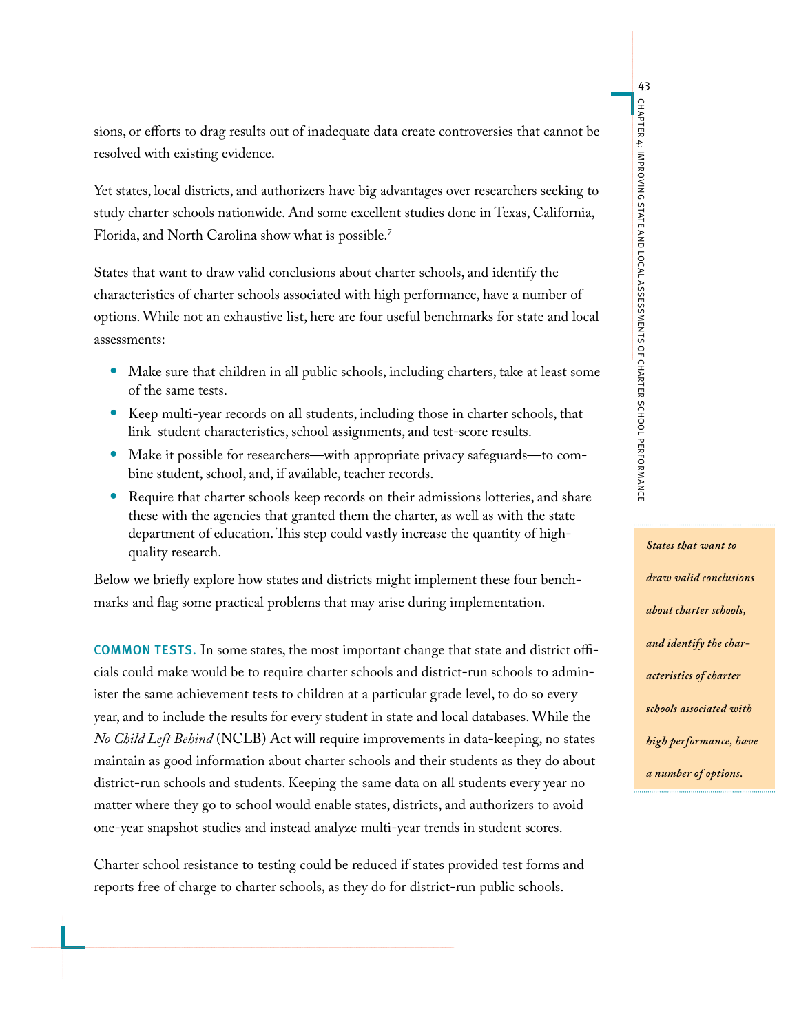sions, or efforts to drag results out of inadequate data create controversies that cannot be resolved with existing evidence.

Yet states, local districts, and authorizers have big advantages over researchers seeking to study charter schools nationwide. And some excellent studies done in Texas, California, Florida, and North Carolina show what is possible.[7]

States that want to draw valid conclusions about charter schools, and identify the characteristics of charter schools associated with high performance, have a number of options. While not an exhaustive list, here are four useful benchmarks for state and local assessments:

- Make sure that children in all public schools, including charters, take at least some of the same tests.
- Keep multi-year records on all students, including those in charter schools, that link student characteristics, school assignments, and test-score results.
- Make it possible for researchers—with appropriate privacy safeguards—to combine student, school, and, if available, teacher records.
- Require that charter schools keep records on their admissions lotteries, and share these with the agencies that granted them the charter, as well as with the state department of education. This step could vastly increase the quantity of high-quality research.

Below we briefly explore how states and districts might implement these four benchmarks and flag some practical problems that may arise during implementation.

> ***States that want to draw valid conclusions about charter schools, and identify the characteristics of charter schools associated with high performance, have a number of options.***

**COMMON TESTS.** In some states, the most important change that state and district officials could make would be to require charter schools and district-run schools to administer the same achievement tests to children at a particular grade level, to do so every year, and to include the results for every student in state and local databases. While the *No Child Left Behind* (NCLB) Act will require improvements in data-keeping, no states maintain as good information about charter schools and their students as they do about district-run schools and students. Keeping the same data on all students every year no matter where they go to school would enable states, districts, and authorizers to avoid one-year snapshot studies and instead analyze multi-year trends in student scores.

Charter school resistance to testing could be reduced if states provided test forms and reports free of charge to charter schools, as they do for district-run public schools.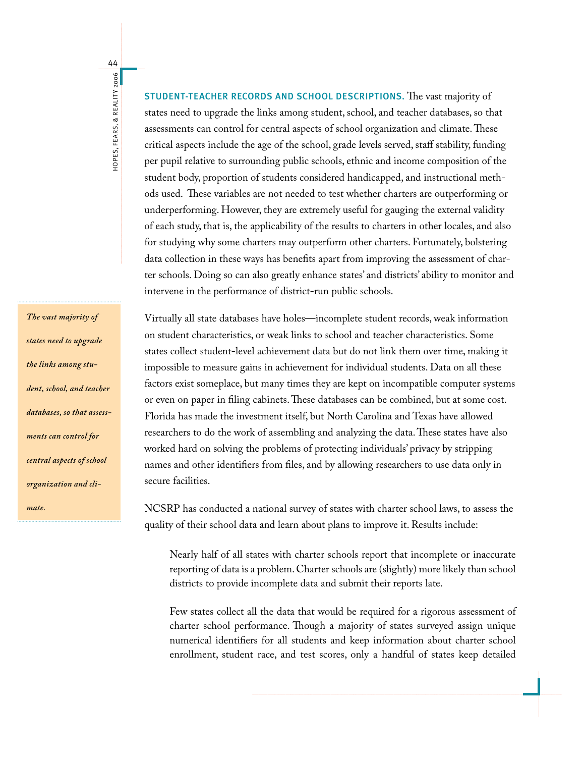**STUDENT-TEACHER RECORDS AND SCHOOL DESCRIPTIONS.** The vast majority of states need to upgrade the links among student, school, and teacher databases, so that assessments can control for central aspects of school organization and climate. These critical aspects include the age of the school, grade levels served, staff stability, funding per pupil relative to surrounding public schools, ethnic and income composition of the student body, proportion of students considered handicapped, and instructional methods used. These variables are not needed to test whether charters are outperforming or underperforming. However, they are extremely useful for gauging the external validity of each study, that is, the applicability of the results to charters in other locales, and also for studying why some charters may outperform other charters. Fortunately, bolstering data collection in these ways has benefits apart from improving the assessment of charter schools. Doing so can also greatly enhance states' and districts' ability to monitor and intervene in the performance of district-run public schools.

*The vast majority of states need to upgrade the links among student, school, and teacher databases, so that assessments can control for central aspects of school organization and climate.*

Virtually all state databases have holes—incomplete student records, weak information on student characteristics, or weak links to school and teacher characteristics. Some states collect student-level achievement data but do not link them over time, making it impossible to measure gains in achievement for individual students. Data on all these factors exist someplace, but many times they are kept on incompatible computer systems or even on paper in filing cabinets. These databases can be combined, but at some cost. Florida has made the investment itself, but North Carolina and Texas have allowed researchers to do the work of assembling and analyzing the data. These states have also worked hard on solving the problems of protecting individuals' privacy by stripping names and other identifiers from files, and by allowing researchers to use data only in secure facilities.

NCSRP has conducted a national survey of states with charter school laws, to assess the quality of their school data and learn about plans to improve it. Results include:

> Nearly half of all states with charter schools report that incomplete or inaccurate reporting of data is a problem. Charter schools are (slightly) more likely than school districts to provide incomplete data and submit their reports late.
>
> Few states collect all the data that would be required for a rigorous assessment of charter school performance. Though a majority of states surveyed assign unique numerical identifiers for all students and keep information about charter school enrollment, student race, and test scores, only a handful of states keep detailed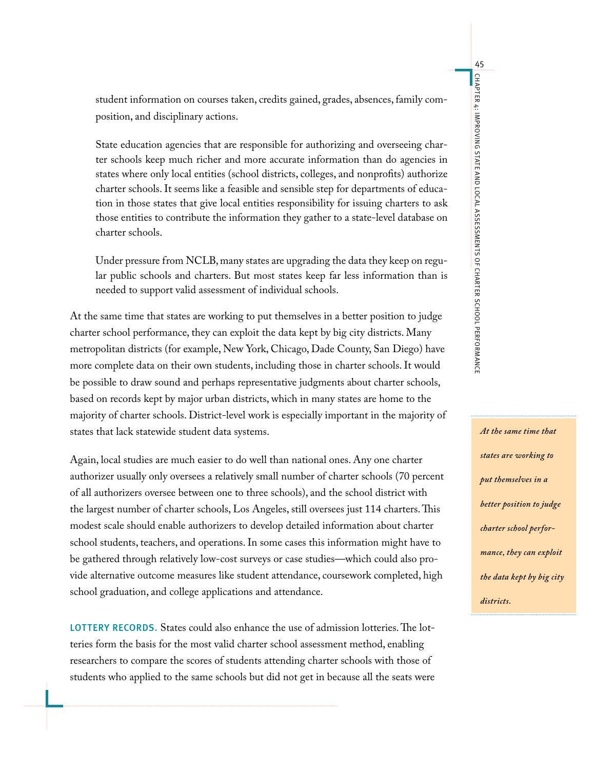student information on courses taken, credits gained, grades, absences, family composition, and disciplinary actions.

State education agencies that are responsible for authorizing and overseeing charter schools keep much richer and more accurate information than do agencies in states where only local entities (school districts, colleges, and nonprofits) authorize charter schools. It seems like a feasible and sensible step for departments of education in those states that give local entities responsibility for issuing charters to ask those entities to contribute the information they gather to a state-level database on charter schools.

Under pressure from NCLB, many states are upgrading the data they keep on regular public schools and charters. But most states keep far less information than is needed to support valid assessment of individual schools.

At the same time that states are working to put themselves in a better position to judge charter school performance, they can exploit the data kept by big city districts. Many metropolitan districts (for example, New York, Chicago, Dade County, San Diego) have more complete data on their own students, including those in charter schools. It would be possible to draw sound and perhaps representative judgments about charter schools, based on records kept by major urban districts, which in many states are home to the majority of charter schools. District-level work is especially important in the majority of states that lack statewide student data systems.

> ***At the same time that states are working to put themselves in a better position to judge charter school performance, they can exploit the data kept by big city districts.***

Again, local studies are much easier to do well than national ones. Any one charter authorizer usually only oversees a relatively small number of charter schools (70 percent of all authorizers oversee between one to three schools), and the school district with the largest number of charter schools, Los Angeles, still oversees just 114 charters. This modest scale should enable authorizers to develop detailed information about charter school students, teachers, and operations. In some cases this information might have to be gathered through relatively low-cost surveys or case studies—which could also provide alternative outcome measures like student attendance, coursework completed, high school graduation, and college applications and attendance.

**LOTTERY RECORDS.** States could also enhance the use of admission lotteries. The lotteries form the basis for the most valid charter school assessment method, enabling researchers to compare the scores of students attending charter schools with those of students who applied to the same schools but did not get in because all the seats were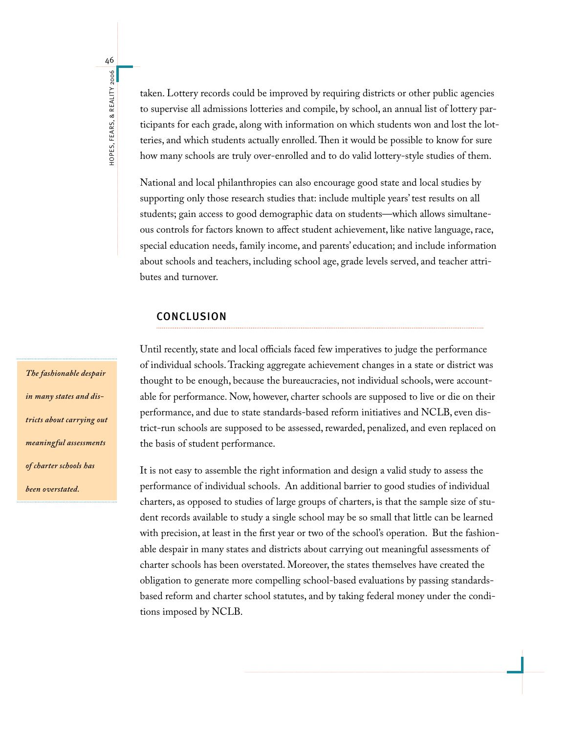taken. Lottery records could be improved by requiring districts or other public agencies to supervise all admissions lotteries and compile, by school, an annual list of lottery participants for each grade, along with information on which students won and lost the lotteries, and which students actually enrolled. Then it would be possible to know for sure how many schools are truly over-enrolled and to do valid lottery-style studies of them.

National and local philanthropies can also encourage good state and local studies by supporting only those research studies that: include multiple years' test results on all students; gain access to good demographic data on students—which allows simultaneous controls for factors known to affect student achievement, like native language, race, special education needs, family income, and parents' education; and include information about schools and teachers, including school age, grade levels served, and teacher attributes and turnover.

## CONCLUSION

> *The fashionable despair in many states and districts about carrying out meaningful assessments of charter schools has been overstated.*

Until recently, state and local officials faced few imperatives to judge the performance of individual schools. Tracking aggregate achievement changes in a state or district was thought to be enough, because the bureaucracies, not individual schools, were accountable for performance. Now, however, charter schools are supposed to live or die on their performance, and due to state standards-based reform initiatives and NCLB, even district-run schools are supposed to be assessed, rewarded, penalized, and even replaced on the basis of student performance.

It is not easy to assemble the right information and design a valid study to assess the performance of individual schools. An additional barrier to good studies of individual charters, as opposed to studies of large groups of charters, is that the sample size of student records available to study a single school may be so small that little can be learned with precision, at least in the first year or two of the school's operation. But the fashionable despair in many states and districts about carrying out meaningful assessments of charter schools has been overstated. Moreover, the states themselves have created the obligation to generate more compelling school-based evaluations by passing standards-based reform and charter school statutes, and by taking federal money under the conditions imposed by NCLB.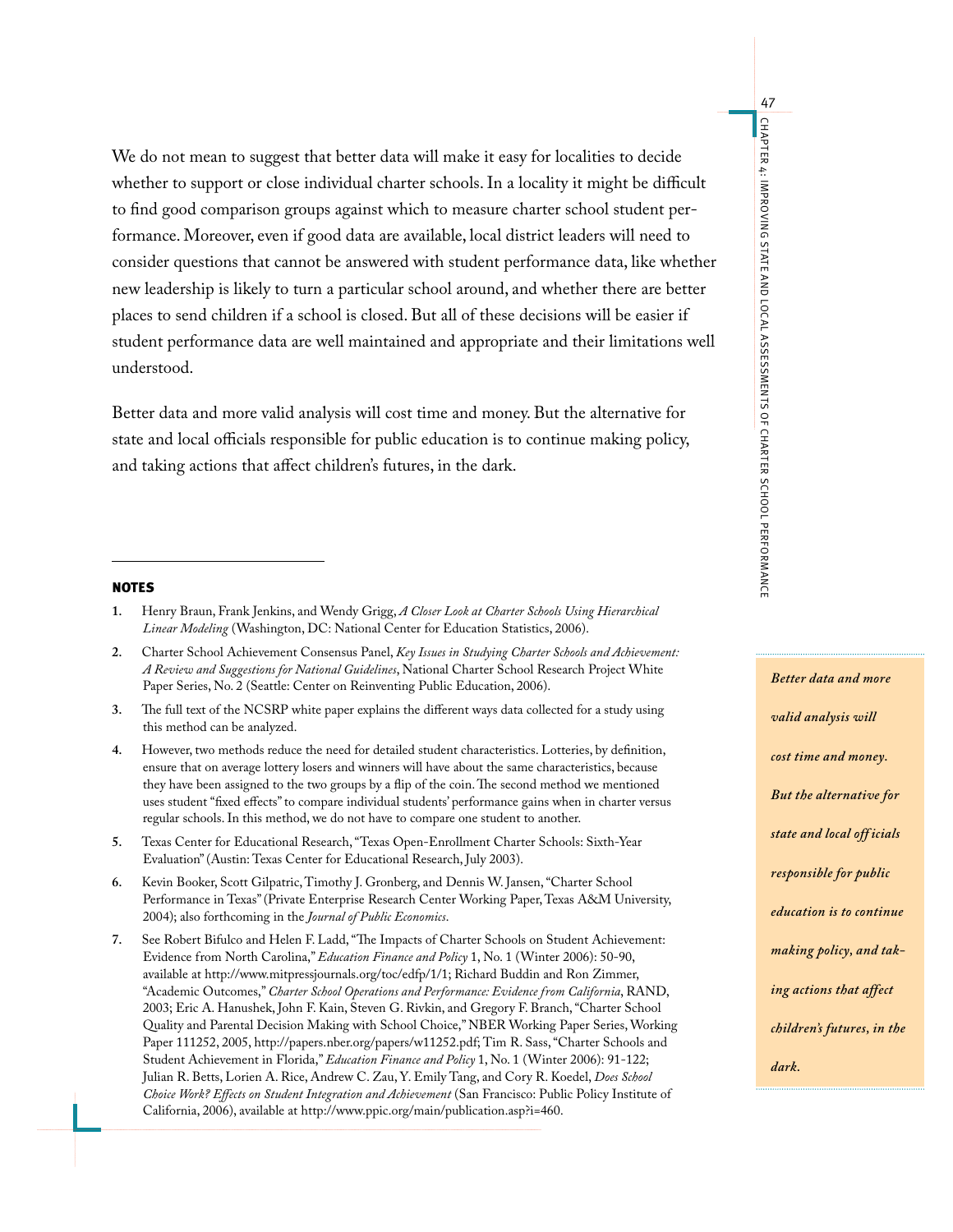We do not mean to suggest that better data will make it easy for localities to decide whether to support or close individual charter schools. In a locality it might be difficult to find good comparison groups against which to measure charter school student performance. Moreover, even if good data are available, local district leaders will need to consider questions that cannot be answered with student performance data, like whether new leadership is likely to turn a particular school around, and whether there are better places to send children if a school is closed. But all of these decisions will be easier if student performance data are well maintained and appropriate and their limitations well understood.

Better data and more valid analysis will cost time and money. But the alternative for state and local officials responsible for public education is to continue making policy, and taking actions that affect children's futures, in the dark.

*Better data and more valid analysis will cost time and money. But the alternative for state and local officials responsible for public education is to continue making policy, and taking actions that affect children's futures, in the dark.*

## NOTES

1. Henry Braun, Frank Jenkins, and Wendy Grigg, *A Closer Look at Charter Schools Using Hierarchical Linear Modeling* (Washington, DC: National Center for Education Statistics, 2006).
2. Charter School Achievement Consensus Panel, *Key Issues in Studying Charter Schools and Achievement: A Review and Suggestions for National Guidelines*, National Charter School Research Project White Paper Series, No. 2 (Seattle: Center on Reinventing Public Education, 2006).
3. The full text of the NCSRP white paper explains the different ways data collected for a study using this method can be analyzed.
4. However, two methods reduce the need for detailed student characteristics. Lotteries, by definition, ensure that on average lottery losers and winners will have about the same characteristics, because they have been assigned to the two groups by a flip of the coin. The second method we mentioned uses student "fixed effects" to compare individual students' performance gains when in charter versus regular schools. In this method, we do not have to compare one student to another.
5. Texas Center for Educational Research, "Texas Open-Enrollment Charter Schools: Sixth-Year Evaluation" (Austin: Texas Center for Educational Research, July 2003).
6. Kevin Booker, Scott Gilpatric, Timothy J. Gronberg, and Dennis W. Jansen, "Charter School Performance in Texas" (Private Enterprise Research Center Working Paper, Texas A&M University, 2004); also forthcoming in the *Journal of Public Economics*.
7. See Robert Bifulco and Helen F. Ladd, "The Impacts of Charter Schools on Student Achievement: Evidence from North Carolina," *Education Finance and Policy* 1, No. 1 (Winter 2006): 50-90, available at http://www.mitpressjournals.org/toc/edfp/1/1; Richard Buddin and Ron Zimmer, "Academic Outcomes," *Charter School Operations and Performance: Evidence from California*, RAND, 2003; Eric A. Hanushek, John F. Kain, Steven G. Rivkin, and Gregory F. Branch, "Charter School Quality and Parental Decision Making with School Choice," NBER Working Paper Series, Working Paper 111252, 2005, http://papers.nber.org/papers/w11252.pdf; Tim R. Sass, "Charter Schools and Student Achievement in Florida," *Education Finance and Policy* 1, No. 1 (Winter 2006): 91-122; Julian R. Betts, Lorien A. Rice, Andrew C. Zau, Y. Emily Tang, and Cory R. Koedel, *Does School Choice Work? Effects on Student Integration and Achievement* (San Francisco: Public Policy Institute of California, 2006), available at http://www.ppic.org/main/publication.asp?i=460.